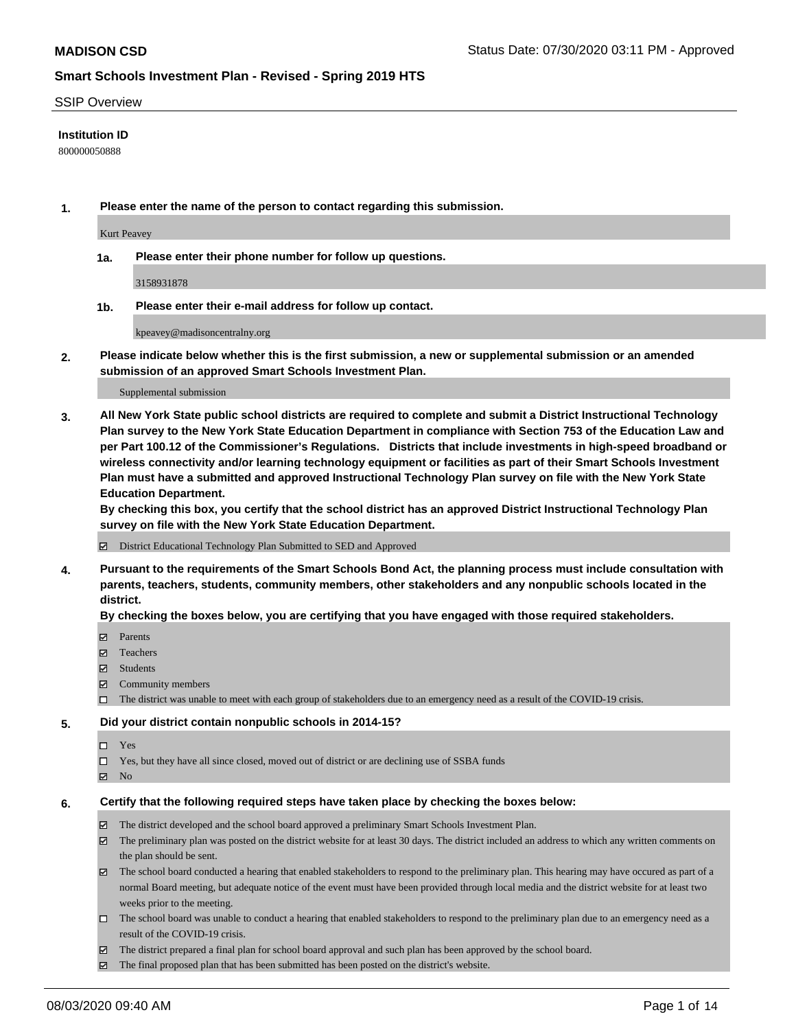# MADISON CSD

Status Date: 07/30/2020 03:11 PM - Approved

## Smart Schools Investment Plan - Revised - Spring 2019 HTS

SSIP Overview

**Institution ID**

800000050888

**1. Please enter the name of the person to contact regarding this submission.**

Kurt Peavey

**1a. Please enter their phone number for follow up questions.**

3158931878

**1b. Please enter their e-mail address for follow up contact.**

kpeavey@madisoncentralny.org

**2. Please indicate below whether this is the first submission, a new or supplemental submission or an amended submission of an approved Smart Schools Investment Plan.**

Supplemental submission

**3. All New York State public school districts are required to complete and submit a District Instructional Technology Plan survey to the New York State Education Department in compliance with Section 753 of the Education Law and per Part 100.12 of the Commissioner's Regulations. Districts that include investments in high-speed broadband or wireless connectivity and/or learning technology equipment or facilities as part of their Smart Schools Investment Plan must have a submitted and approved Instructional Technology Plan survey on file with the New York State Education Department.**
**By checking this box, you certify that the school district has an approved District Instructional Technology Plan survey on file with the New York State Education Department.**

- [x] District Educational Technology Plan Submitted to SED and Approved

**4. Pursuant to the requirements of the Smart Schools Bond Act, the planning process must include consultation with parents, teachers, students, community members, other stakeholders and any nonpublic schools located in the district.**
**By checking the boxes below, you are certifying that you have engaged with those required stakeholders.**

- [x] Parents
- [x] Teachers
- [x] Students
- [x] Community members
- [ ] The district was unable to meet with each group of stakeholders due to an emergency need as a result of the COVID-19 crisis.

**5. Did your district contain nonpublic schools in 2014-15?**

- [ ] Yes
- [ ] Yes, but they have all since closed, moved out of district or are declining use of SSBA funds
- [x] No

**6. Certify that the following required steps have taken place by checking the boxes below:**

- [x] The district developed and the school board approved a preliminary Smart Schools Investment Plan.
- [x] The preliminary plan was posted on the district website for at least 30 days. The district included an address to which any written comments on the plan should be sent.
- [x] The school board conducted a hearing that enabled stakeholders to respond to the preliminary plan. This hearing may have occured as part of a normal Board meeting, but adequate notice of the event must have been provided through local media and the district website for at least two weeks prior to the meeting.
- [ ] The school board was unable to conduct a hearing that enabled stakeholders to respond to the preliminary plan due to an emergency need as a result of the COVID-19 crisis.
- [x] The district prepared a final plan for school board approval and such plan has been approved by the school board.
- [x] The final proposed plan that has been submitted has been posted on the district's website.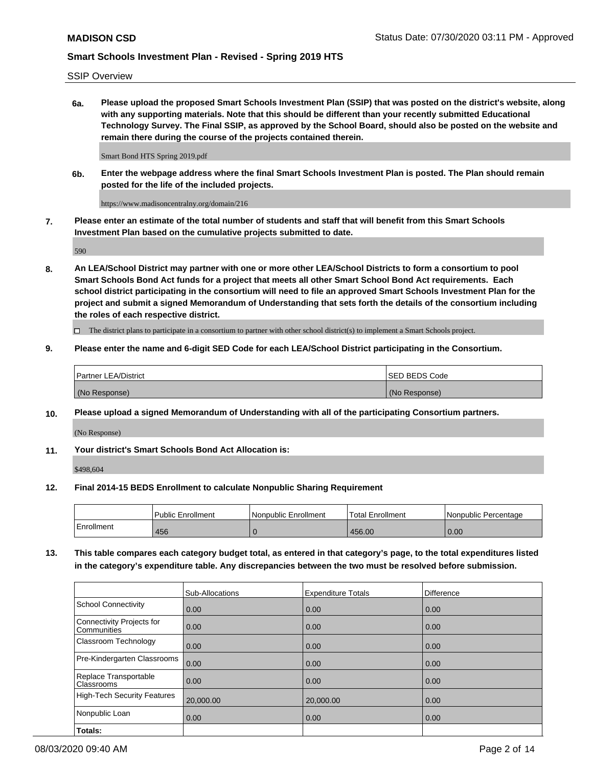SSIP Overview

**6a. Please upload the proposed Smart Schools Investment Plan (SSIP) that was posted on the district's website, along with any supporting materials. Note that this should be different than your recently submitted Educational Technology Survey. The Final SSIP, as approved by the School Board, should also be posted on the website and remain there during the course of the projects contained therein.**

Smart Bond HTS Spring 2019.pdf

**6b. Enter the webpage address where the final Smart Schools Investment Plan is posted. The Plan should remain posted for the life of the included projects.**

https://www.madisoncentralny.org/domain/216

**7. Please enter an estimate of the total number of students and staff that will benefit from this Smart Schools Investment Plan based on the cumulative projects submitted to date.**

590

**8. An LEA/School District may partner with one or more other LEA/School Districts to form a consortium to pool Smart Schools Bond Act funds for a project that meets all other Smart School Bond Act requirements. Each school district participating in the consortium will need to file an approved Smart Schools Investment Plan for the project and submit a signed Memorandum of Understanding that sets forth the details of the consortium including the roles of each respective district.**

☐ The district plans to participate in a consortium to partner with other school district(s) to implement a Smart Schools project.

**9. Please enter the name and 6-digit SED Code for each LEA/School District participating in the Consortium.**

| Partner LEA/District | SED BEDS Code |
|---|---|
| (No Response) | (No Response) |

**10. Please upload a signed Memorandum of Understanding with all of the participating Consortium partners.**

(No Response)

**11. Your district's Smart Schools Bond Act Allocation is:**

$498,604

**12. Final 2014-15 BEDS Enrollment to calculate Nonpublic Sharing Requirement**

| | Public Enrollment | Nonpublic Enrollment | Total Enrollment | Nonpublic Percentage |
|---|---|---|---|---|
| Enrollment | 456 | 0 | 456.00 | 0.00 |

**13. This table compares each category budget total, as entered in that category's page, to the total expenditures listed in the category's expenditure table. Any discrepancies between the two must be resolved before submission.**

| | Sub-Allocations | Expenditure Totals | Difference |
|---|---|---|---|
| School Connectivity | 0.00 | 0.00 | 0.00 |
| Connectivity Projects for Communities | 0.00 | 0.00 | 0.00 |
| Classroom Technology | 0.00 | 0.00 | 0.00 |
| Pre-Kindergarten Classrooms | 0.00 | 0.00 | 0.00 |
| Replace Transportable Classrooms | 0.00 | 0.00 | 0.00 |
| High-Tech Security Features | 20,000.00 | 20,000.00 | 0.00 |
| Nonpublic Loan | 0.00 | 0.00 | 0.00 |
| **Totals:** | | | |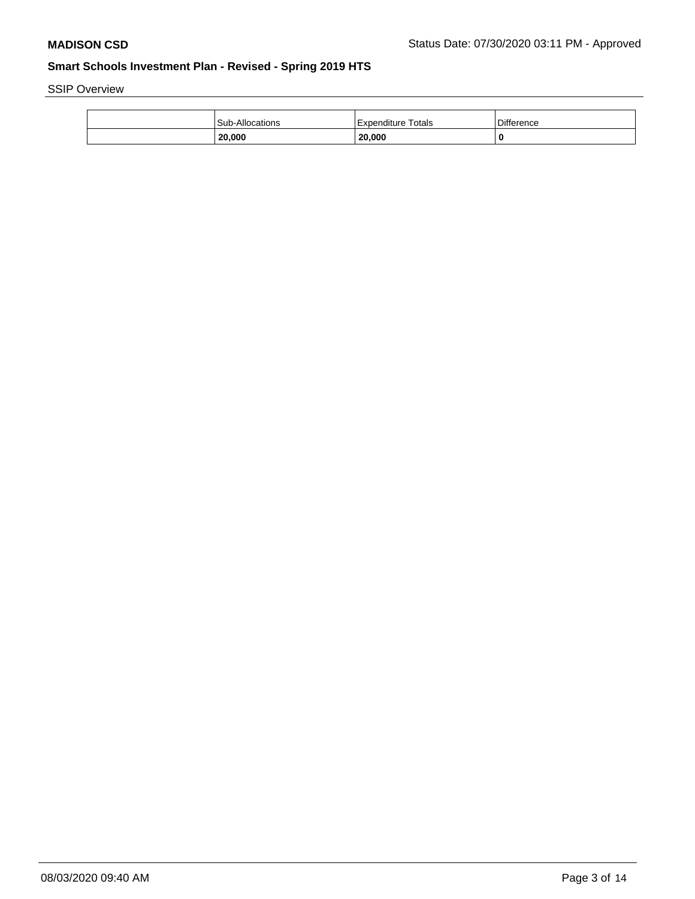**MADISON CSD** Status Date: 07/30/2020 03:11 PM - Approved

## Smart Schools Investment Plan - Revised - Spring 2019 HTS

SSIP Overview

| | Sub-Allocations | Expenditure Totals | Difference |
|---|---|---|---|
| | **20,000** | **20,000** | **0** |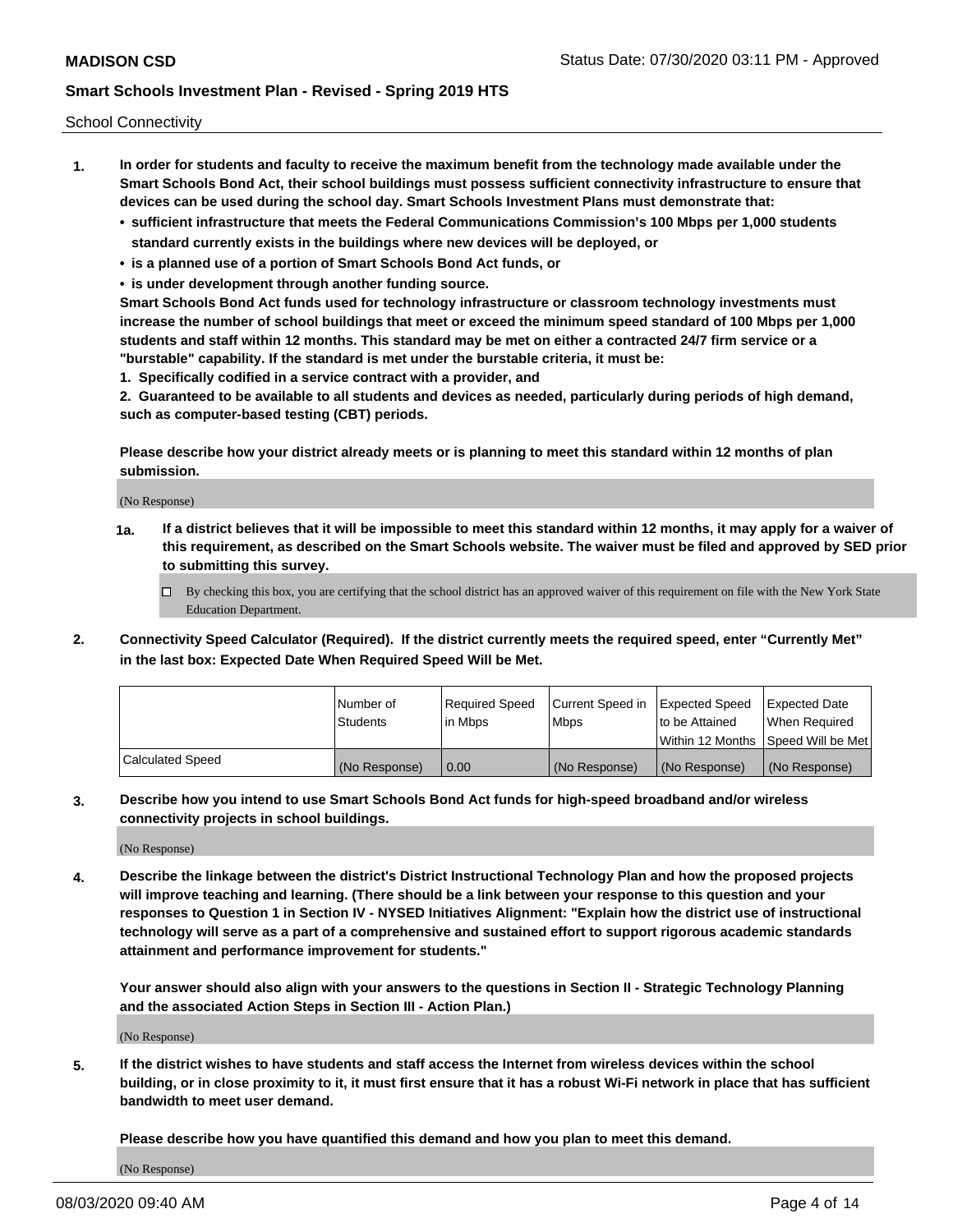School Connectivity

1. **In order for students and faculty to receive the maximum benefit from the technology made available under the Smart Schools Bond Act, their school buildings must possess sufficient connectivity infrastructure to ensure that devices can be used during the school day. Smart Schools Investment Plans must demonstrate that:**
   - **sufficient infrastructure that meets the Federal Communications Commission's 100 Mbps per 1,000 students standard currently exists in the buildings where new devices will be deployed, or**
   - **is a planned use of a portion of Smart Schools Bond Act funds, or**
   - **is under development through another funding source.**

   **Smart Schools Bond Act funds used for technology infrastructure or classroom technology investments must increase the number of school buildings that meet or exceed the minimum speed standard of 100 Mbps per 1,000 students and staff within 12 months. This standard may be met on either a contracted 24/7 firm service or a "burstable" capability. If the standard is met under the burstable criteria, it must be:**

   **1. Specifically codified in a service contract with a provider, and**

   **2. Guaranteed to be available to all students and devices as needed, particularly during periods of high demand, such as computer-based testing (CBT) periods.**

   **Please describe how your district already meets or is planning to meet this standard within 12 months of plan submission.**

   (No Response)

   **1a. If a district believes that it will be impossible to meet this standard within 12 months, it may apply for a waiver of this requirement, as described on the Smart Schools website. The waiver must be filed and approved by SED prior to submitting this survey.**

   - [ ] By checking this box, you are certifying that the school district has an approved waiver of this requirement on file with the New York State Education Department.

2. **Connectivity Speed Calculator (Required). If the district currently meets the required speed, enter "Currently Met" in the last box: Expected Date When Required Speed Will be Met.**

| | Number of Students | Required Speed in Mbps | Current Speed in Mbps | Expected Speed to be Attained Within 12 Months | Expected Date When Required Speed Will be Met |
|---|---|---|---|---|---|
| Calculated Speed | (No Response) | 0.00 | (No Response) | (No Response) | (No Response) |

3. **Describe how you intend to use Smart Schools Bond Act funds for high-speed broadband and/or wireless connectivity projects in school buildings.**

   (No Response)

4. **Describe the linkage between the district's District Instructional Technology Plan and how the proposed projects will improve teaching and learning. (There should be a link between your response to this question and your responses to Question 1 in Section IV - NYSED Initiatives Alignment: "Explain how the district use of instructional technology will serve as a part of a comprehensive and sustained effort to support rigorous academic standards attainment and performance improvement for students."**

   **Your answer should also align with your answers to the questions in Section II - Strategic Technology Planning and the associated Action Steps in Section III - Action Plan.)**

   (No Response)

5. **If the district wishes to have students and staff access the Internet from wireless devices within the school building, or in close proximity to it, it must first ensure that it has a robust Wi-Fi network in place that has sufficient bandwidth to meet user demand.**

   **Please describe how you have quantified this demand and how you plan to meet this demand.**

   (No Response)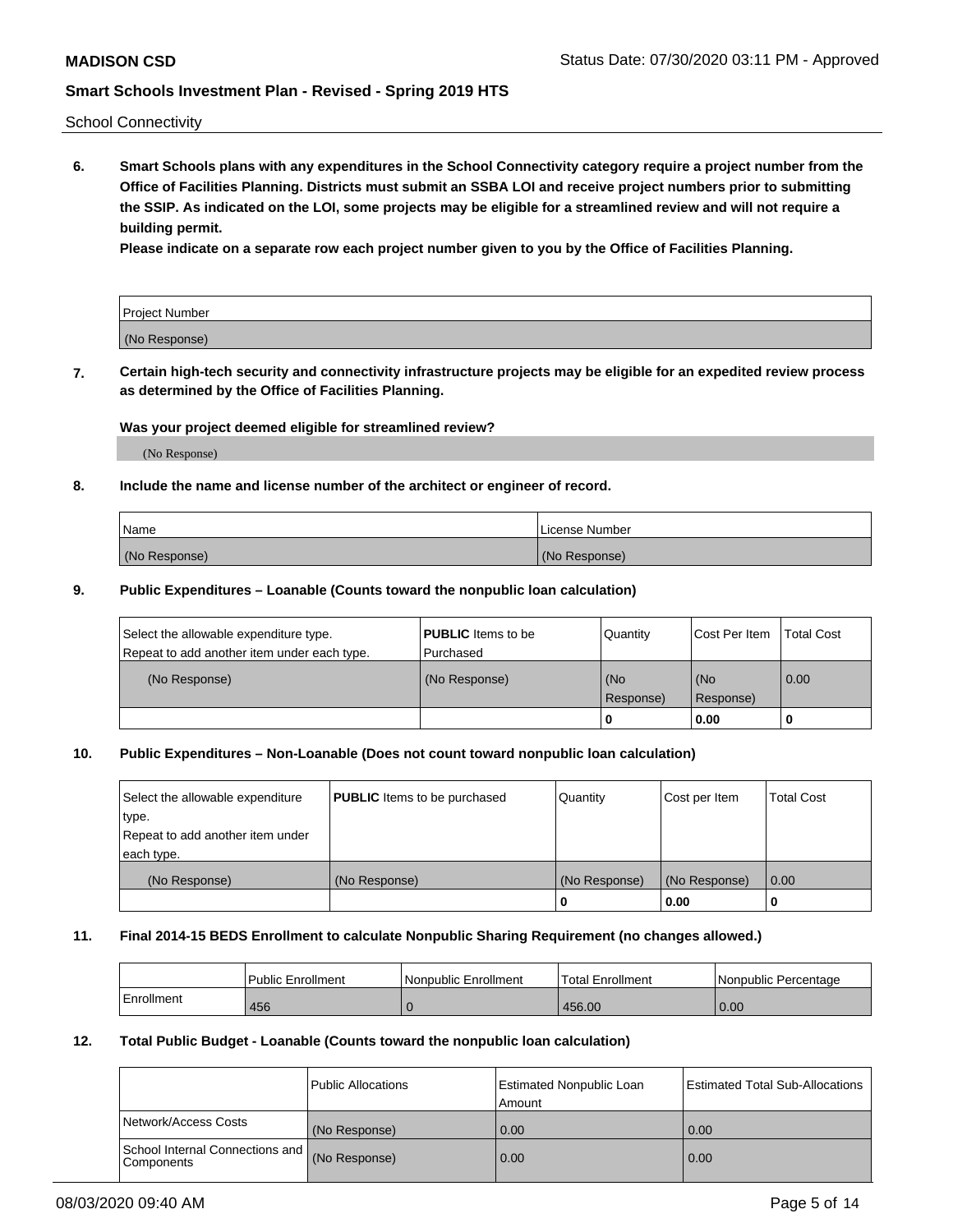School Connectivity

**6. Smart Schools plans with any expenditures in the School Connectivity category require a project number from the Office of Facilities Planning. Districts must submit an SSBA LOI and receive project numbers prior to submitting the SSIP. As indicated on the LOI, some projects may be eligible for a streamlined review and will not require a building permit.**

**Please indicate on a separate row each project number given to you by the Office of Facilities Planning.**

| Project Number |
| --- |
| (No Response) |

**7. Certain high-tech security and connectivity infrastructure projects may be eligible for an expedited review process as determined by the Office of Facilities Planning.**

**Was your project deemed eligible for streamlined review?**

(No Response)

**8. Include the name and license number of the architect or engineer of record.**

| Name | License Number |
| --- | --- |
| (No Response) | (No Response) |

**9. Public Expenditures – Loanable (Counts toward the nonpublic loan calculation)**

| Select the allowable expenditure type. Repeat to add another item under each type. | **PUBLIC** Items to be Purchased | Quantity | Cost Per Item | Total Cost |
| --- | --- | --- | --- | --- |
| (No Response) | (No Response) | (No Response) | (No Response) | 0.00 |
| | | 0 | 0.00 | 0 |

**10. Public Expenditures – Non-Loanable (Does not count toward nonpublic loan calculation)**

| Select the allowable expenditure type. Repeat to add another item under each type. | **PUBLIC** Items to be purchased | Quantity | Cost per Item | Total Cost |
| --- | --- | --- | --- | --- |
| (No Response) | (No Response) | (No Response) | (No Response) | 0.00 |
| | | 0 | 0.00 | 0 |

**11. Final 2014-15 BEDS Enrollment to calculate Nonpublic Sharing Requirement (no changes allowed.)**

| | Public Enrollment | Nonpublic Enrollment | Total Enrollment | Nonpublic Percentage |
| --- | --- | --- | --- | --- |
| Enrollment | 456 | 0 | 456.00 | 0.00 |

**12. Total Public Budget - Loanable (Counts toward the nonpublic loan calculation)**

| | Public Allocations | Estimated Nonpublic Loan Amount | Estimated Total Sub-Allocations |
| --- | --- | --- | --- |
| Network/Access Costs | (No Response) | 0.00 | 0.00 |
| School Internal Connections and Components | (No Response) | 0.00 | 0.00 |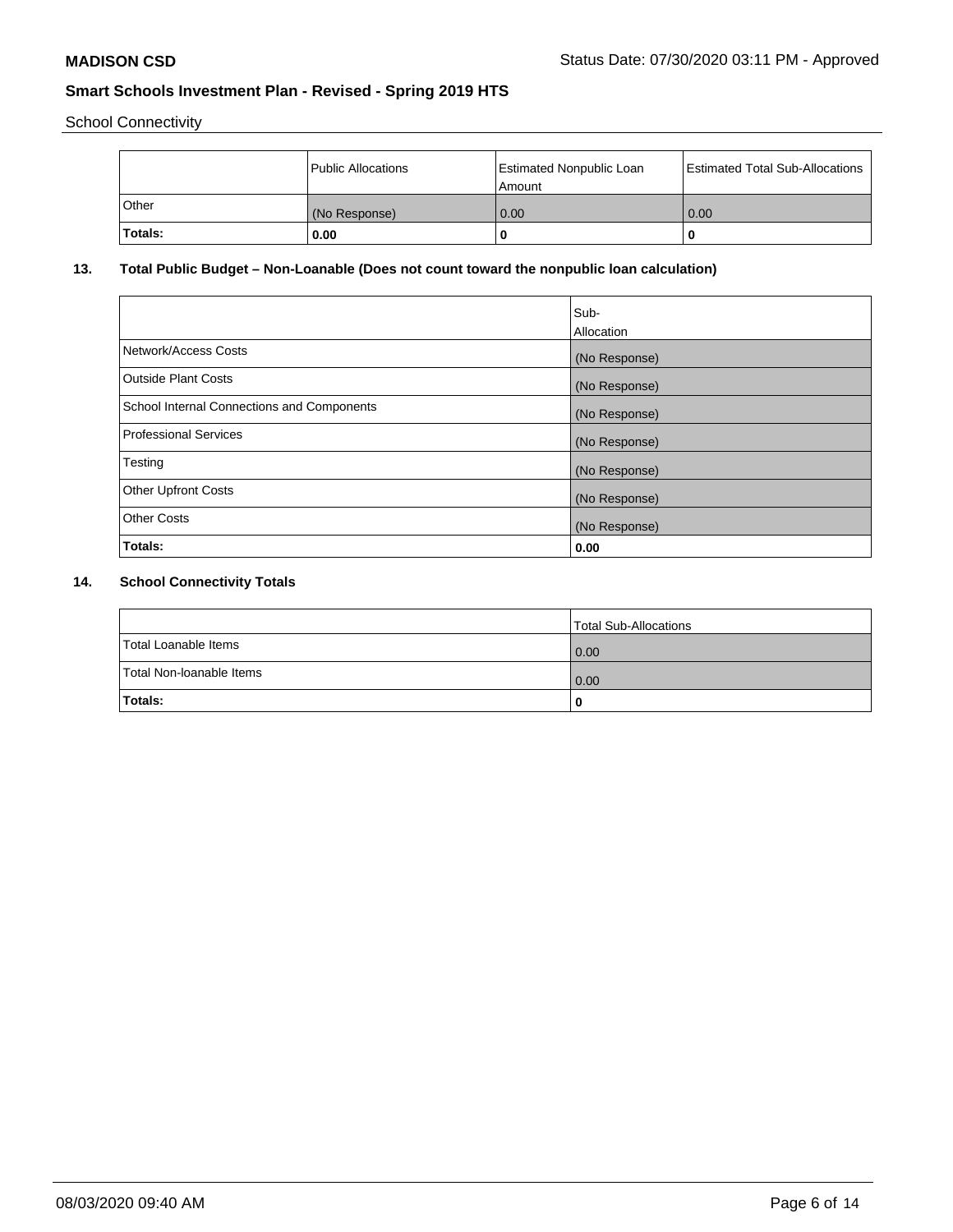School Connectivity

| | Public Allocations | Estimated Nonpublic Loan Amount | Estimated Total Sub-Allocations |
|---|---|---|---|
| Other | (No Response) | 0.00 | 0.00 |
| **Totals:** | **0.00** | **0** | **0** |

## 13. Total Public Budget – Non-Loanable (Does not count toward the nonpublic loan calculation)

| | Sub-Allocation |
|---|---|
| Network/Access Costs | (No Response) |
| Outside Plant Costs | (No Response) |
| School Internal Connections and Components | (No Response) |
| Professional Services | (No Response) |
| Testing | (No Response) |
| Other Upfront Costs | (No Response) |
| Other Costs | (No Response) |
| **Totals:** | **0.00** |

## 14. School Connectivity Totals

| | Total Sub-Allocations |
|---|---|
| Total Loanable Items | 0.00 |
| Total Non-loanable Items | 0.00 |
| **Totals:** | **0** |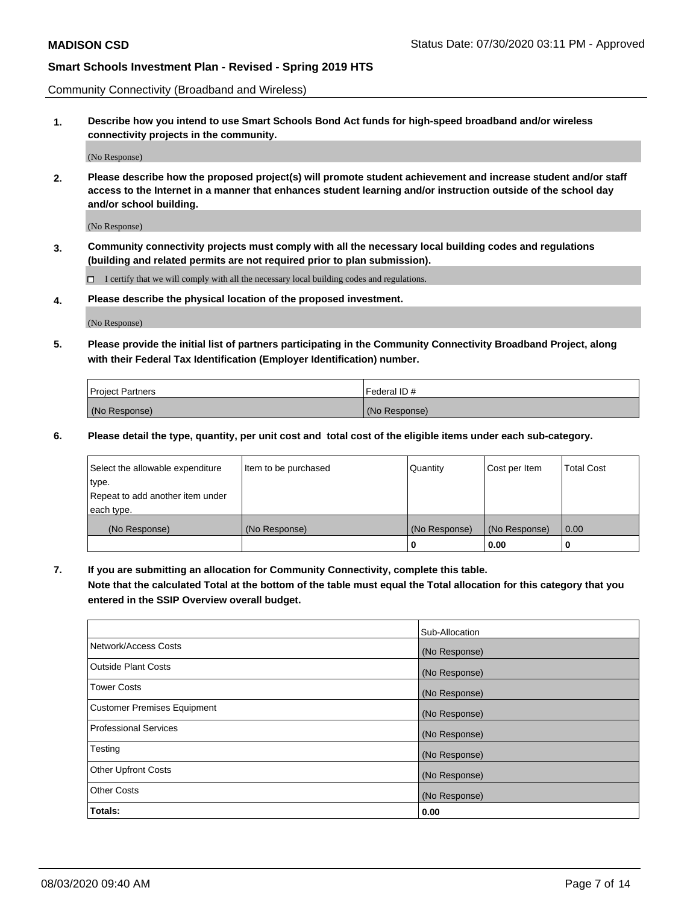Community Connectivity (Broadband and Wireless)

**1. Describe how you intend to use Smart Schools Bond Act funds for high-speed broadband and/or wireless connectivity projects in the community.**

(No Response)

**2. Please describe how the proposed project(s) will promote student achievement and increase student and/or staff access to the Internet in a manner that enhances student learning and/or instruction outside of the school day and/or school building.**

(No Response)

**3. Community connectivity projects must comply with all the necessary local building codes and regulations (building and related permits are not required prior to plan submission).**

☐ I certify that we will comply with all the necessary local building codes and regulations.

**4. Please describe the physical location of the proposed investment.**

(No Response)

**5. Please provide the initial list of partners participating in the Community Connectivity Broadband Project, along with their Federal Tax Identification (Employer Identification) number.**

| Project Partners | Federal ID # |
|---|---|
| (No Response) | (No Response) |

**6. Please detail the type, quantity, per unit cost and total cost of the eligible items under each sub-category.**

| Select the allowable expenditure type. Repeat to add another item under each type. | Item to be purchased | Quantity | Cost per Item | Total Cost |
|---|---|---|---|---|
| (No Response) | (No Response) | (No Response) | (No Response) | 0.00 |
| | | **0** | **0.00** | **0** |

**7. If you are submitting an allocation for Community Connectivity, complete this table. Note that the calculated Total at the bottom of the table must equal the Total allocation for this category that you entered in the SSIP Overview overall budget.**

| | Sub-Allocation |
|---|---|
| Network/Access Costs | (No Response) |
| Outside Plant Costs | (No Response) |
| Tower Costs | (No Response) |
| Customer Premises Equipment | (No Response) |
| Professional Services | (No Response) |
| Testing | (No Response) |
| Other Upfront Costs | (No Response) |
| Other Costs | (No Response) |
| **Totals:** | **0.00** |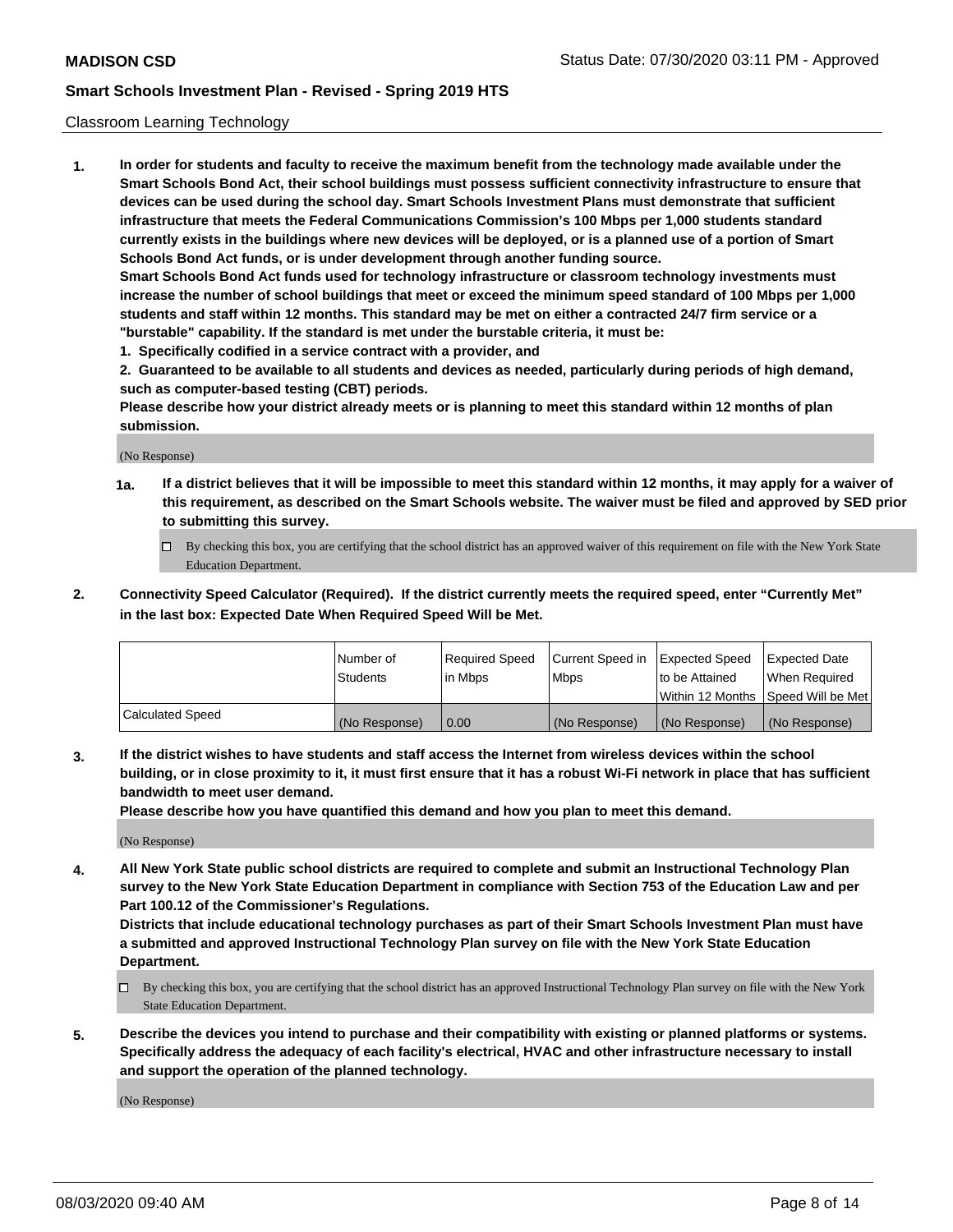**MADISON CSD** Status Date: 07/30/2020 03:11 PM - Approved

**Smart Schools Investment Plan - Revised - Spring 2019 HTS**

Classroom Learning Technology

1. **In order for students and faculty to receive the maximum benefit from the technology made available under the Smart Schools Bond Act, their school buildings must possess sufficient connectivity infrastructure to ensure that devices can be used during the school day. Smart Schools Investment Plans must demonstrate that sufficient infrastructure that meets the Federal Communications Commission's 100 Mbps per 1,000 students standard currently exists in the buildings where new devices will be deployed, or is a planned use of a portion of Smart Schools Bond Act funds, or is under development through another funding source.**
   **Smart Schools Bond Act funds used for technology infrastructure or classroom technology investments must increase the number of school buildings that meet or exceed the minimum speed standard of 100 Mbps per 1,000 students and staff within 12 months. This standard may be met on either a contracted 24/7 firm service or a "burstable" capability. If the standard is met under the burstable criteria, it must be:**
   **1. Specifically codified in a service contract with a provider, and**
   **2. Guaranteed to be available to all students and devices as needed, particularly during periods of high demand, such as computer-based testing (CBT) periods.**
   **Please describe how your district already meets or is planning to meet this standard within 12 months of plan submission.**

   (No Response)

   **1a. If a district believes that it will be impossible to meet this standard within 12 months, it may apply for a waiver of this requirement, as described on the Smart Schools website. The waiver must be filed and approved by SED prior to submitting this survey.**

   ☐ By checking this box, you are certifying that the school district has an approved waiver of this requirement on file with the New York State Education Department.

2. **Connectivity Speed Calculator (Required). If the district currently meets the required speed, enter "Currently Met" in the last box: Expected Date When Required Speed Will be Met.**

| | Number of Students | Required Speed in Mbps | Current Speed in Mbps | Expected Speed to be Attained Within 12 Months | Expected Date When Required Speed Will be Met |
|---|---|---|---|---|---|
| Calculated Speed | (No Response) | 0.00 | (No Response) | (No Response) | (No Response) |

3. **If the district wishes to have students and staff access the Internet from wireless devices within the school building, or in close proximity to it, it must first ensure that it has a robust Wi-Fi network in place that has sufficient bandwidth to meet user demand.**
   **Please describe how you have quantified this demand and how you plan to meet this demand.**

   (No Response)

4. **All New York State public school districts are required to complete and submit an Instructional Technology Plan survey to the New York State Education Department in compliance with Section 753 of the Education Law and per Part 100.12 of the Commissioner's Regulations.**
   **Districts that include educational technology purchases as part of their Smart Schools Investment Plan must have a submitted and approved Instructional Technology Plan survey on file with the New York State Education Department.**

   ☐ By checking this box, you are certifying that the school district has an approved Instructional Technology Plan survey on file with the New York State Education Department.

5. **Describe the devices you intend to purchase and their compatibility with existing or planned platforms or systems. Specifically address the adequacy of each facility's electrical, HVAC and other infrastructure necessary to install and support the operation of the planned technology.**

   (No Response)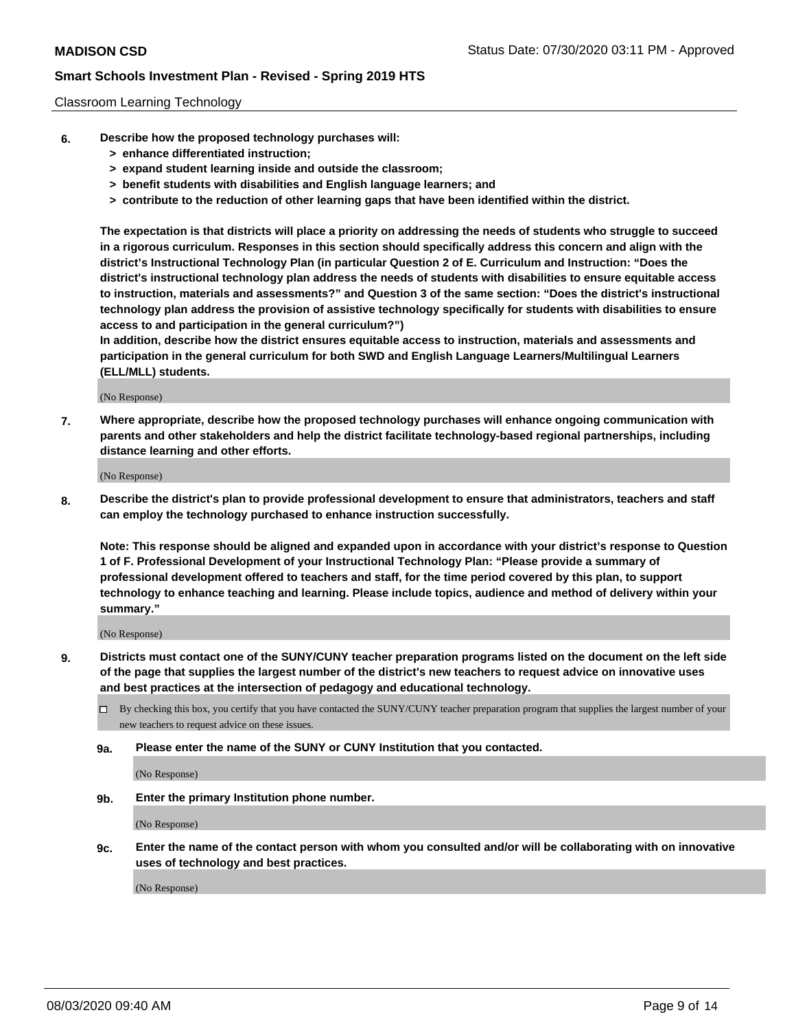Classroom Learning Technology

6. **Describe how the proposed technology purchases will:**
   - **> enhance differentiated instruction;**
   - **> expand student learning inside and outside the classroom;**
   - **> benefit students with disabilities and English language learners; and**
   - **> contribute to the reduction of other learning gaps that have been identified within the district.**

   **The expectation is that districts will place a priority on addressing the needs of students who struggle to succeed in a rigorous curriculum. Responses in this section should specifically address this concern and align with the district's Instructional Technology Plan (in particular Question 2 of E. Curriculum and Instruction: "Does the district's instructional technology plan address the needs of students with disabilities to ensure equitable access to instruction, materials and assessments?" and Question 3 of the same section: "Does the district's instructional technology plan address the provision of assistive technology specifically for students with disabilities to ensure access to and participation in the general curriculum?")**

   **In addition, describe how the district ensures equitable access to instruction, materials and assessments and participation in the general curriculum for both SWD and English Language Learners/Multilingual Learners (ELL/MLL) students.**

   (No Response)

7. **Where appropriate, describe how the proposed technology purchases will enhance ongoing communication with parents and other stakeholders and help the district facilitate technology-based regional partnerships, including distance learning and other efforts.**

   (No Response)

8. **Describe the district's plan to provide professional development to ensure that administrators, teachers and staff can employ the technology purchased to enhance instruction successfully.**

   **Note: This response should be aligned and expanded upon in accordance with your district's response to Question 1 of F. Professional Development of your Instructional Technology Plan: "Please provide a summary of professional development offered to teachers and staff, for the time period covered by this plan, to support technology to enhance teaching and learning. Please include topics, audience and method of delivery within your summary."**

   (No Response)

9. **Districts must contact one of the SUNY/CUNY teacher preparation programs listed on the document on the left side of the page that supplies the largest number of the district's new teachers to request advice on innovative uses and best practices at the intersection of pedagogy and educational technology.**

   ☐ By checking this box, you certify that you have contacted the SUNY/CUNY teacher preparation program that supplies the largest number of your new teachers to request advice on these issues.

   **9a. Please enter the name of the SUNY or CUNY Institution that you contacted.**

   (No Response)

   **9b. Enter the primary Institution phone number.**

   (No Response)

   **9c. Enter the name of the contact person with whom you consulted and/or will be collaborating with on innovative uses of technology and best practices.**

   (No Response)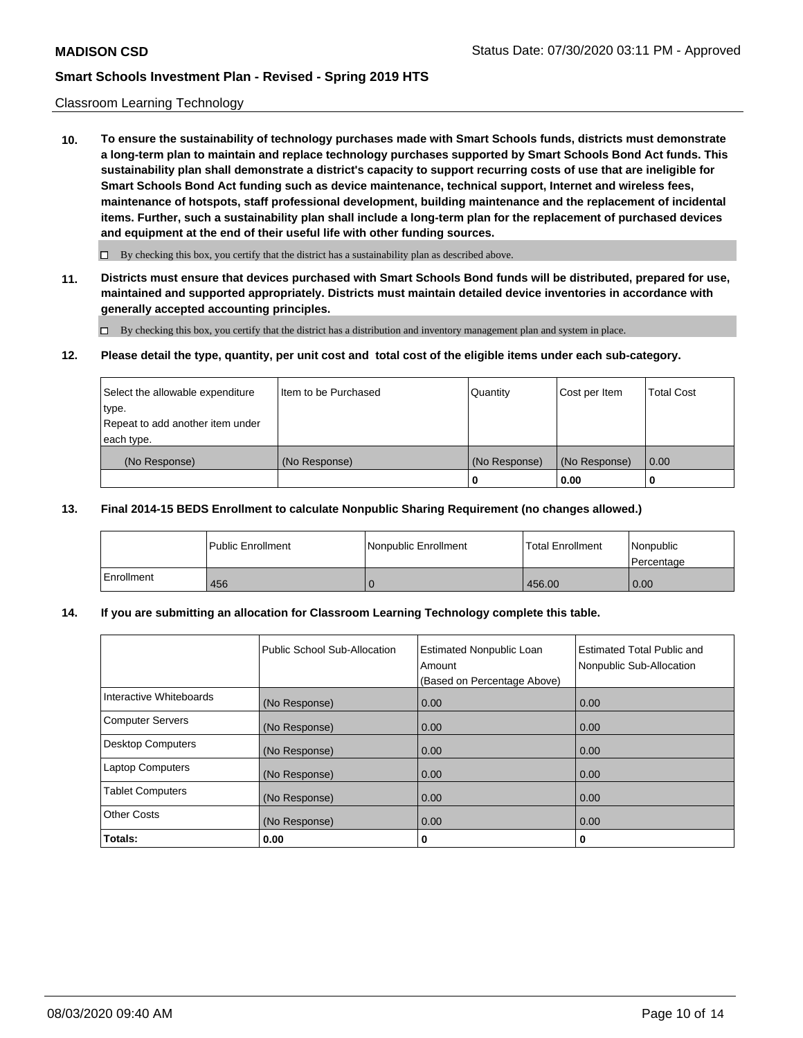Classroom Learning Technology

**10. To ensure the sustainability of technology purchases made with Smart Schools funds, districts must demonstrate a long-term plan to maintain and replace technology purchases supported by Smart Schools Bond Act funds. This sustainability plan shall demonstrate a district's capacity to support recurring costs of use that are ineligible for Smart Schools Bond Act funding such as device maintenance, technical support, Internet and wireless fees, maintenance of hotspots, staff professional development, building maintenance and the replacement of incidental items. Further, such a sustainability plan shall include a long-term plan for the replacement of purchased devices and equipment at the end of their useful life with other funding sources.**

☐ By checking this box, you certify that the district has a sustainability plan as described above.

**11. Districts must ensure that devices purchased with Smart Schools Bond funds will be distributed, prepared for use, maintained and supported appropriately. Districts must maintain detailed device inventories in accordance with generally accepted accounting principles.**

☐ By checking this box, you certify that the district has a distribution and inventory management plan and system in place.

**12. Please detail the type, quantity, per unit cost and total cost of the eligible items under each sub-category.**

| Select the allowable expenditure type. Repeat to add another item under each type. | Item to be Purchased | Quantity | Cost per Item | Total Cost |
|---|---|---|---|---|
| (No Response) | (No Response) | (No Response) | (No Response) | 0.00 |
| | | **0** | **0.00** | **0** |

**13. Final 2014-15 BEDS Enrollment to calculate Nonpublic Sharing Requirement (no changes allowed.)**

| | Public Enrollment | Nonpublic Enrollment | Total Enrollment | Nonpublic Percentage |
|---|---|---|---|---|
| Enrollment | 456 | 0 | 456.00 | 0.00 |

**14. If you are submitting an allocation for Classroom Learning Technology complete this table.**

| | Public School Sub-Allocation | Estimated Nonpublic Loan Amount (Based on Percentage Above) | Estimated Total Public and Nonpublic Sub-Allocation |
|---|---|---|---|
| Interactive Whiteboards | (No Response) | 0.00 | 0.00 |
| Computer Servers | (No Response) | 0.00 | 0.00 |
| Desktop Computers | (No Response) | 0.00 | 0.00 |
| Laptop Computers | (No Response) | 0.00 | 0.00 |
| Tablet Computers | (No Response) | 0.00 | 0.00 |
| Other Costs | (No Response) | 0.00 | 0.00 |
| **Totals:** | **0.00** | **0** | **0** |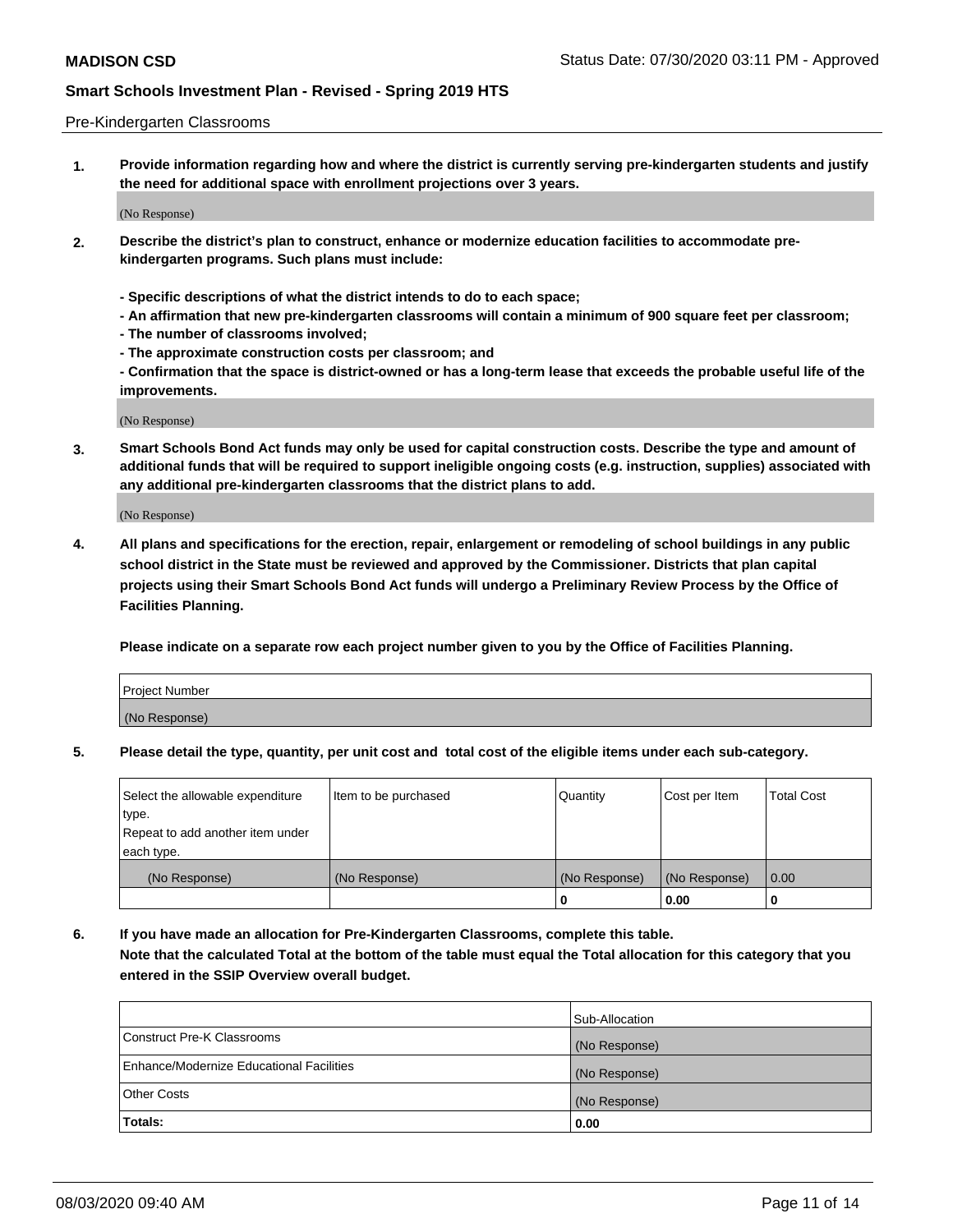## Pre-Kindergarten Classrooms

**1. Provide information regarding how and where the district is currently serving pre-kindergarten students and justify the need for additional space with enrollment projections over 3 years.**

(No Response)

**2. Describe the district's plan to construct, enhance or modernize education facilities to accommodate pre-kindergarten programs. Such plans must include:**

**- Specific descriptions of what the district intends to do to each space;**
**- An affirmation that new pre-kindergarten classrooms will contain a minimum of 900 square feet per classroom;**
**- The number of classrooms involved;**
**- The approximate construction costs per classroom; and**
**- Confirmation that the space is district-owned or has a long-term lease that exceeds the probable useful life of the improvements.**

(No Response)

**3. Smart Schools Bond Act funds may only be used for capital construction costs. Describe the type and amount of additional funds that will be required to support ineligible ongoing costs (e.g. instruction, supplies) associated with any additional pre-kindergarten classrooms that the district plans to add.**

(No Response)

**4. All plans and specifications for the erection, repair, enlargement or remodeling of school buildings in any public school district in the State must be reviewed and approved by the Commissioner. Districts that plan capital projects using their Smart Schools Bond Act funds will undergo a Preliminary Review Process by the Office of Facilities Planning.**

**Please indicate on a separate row each project number given to you by the Office of Facilities Planning.**

| Project Number |
|---|
| (No Response) |

**5. Please detail the type, quantity, per unit cost and total cost of the eligible items under each sub-category.**

| Select the allowable expenditure type. Repeat to add another item under each type. | Item to be purchased | Quantity | Cost per Item | Total Cost |
|---|---|---|---|---|
| (No Response) | (No Response) | (No Response) | (No Response) | 0.00 |
| | | 0 | 0.00 | 0 |

**6. If you have made an allocation for Pre-Kindergarten Classrooms, complete this table. Note that the calculated Total at the bottom of the table must equal the Total allocation for this category that you entered in the SSIP Overview overall budget.**

| | Sub-Allocation |
|---|---|
| Construct Pre-K Classrooms | (No Response) |
| Enhance/Modernize Educational Facilities | (No Response) |
| Other Costs | (No Response) |
| **Totals:** | 0.00 |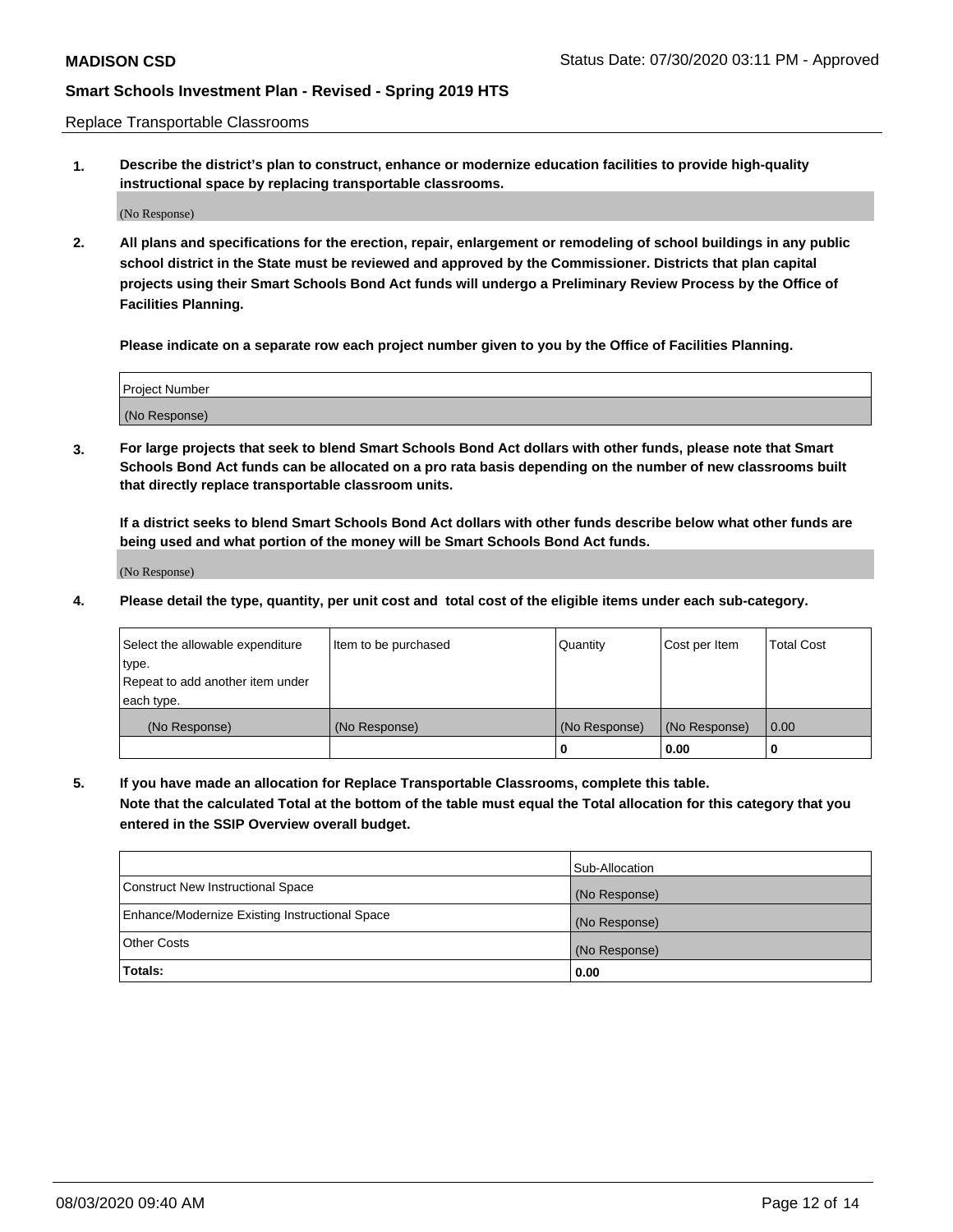Replace Transportable Classrooms

**1. Describe the district's plan to construct, enhance or modernize education facilities to provide high-quality instructional space by replacing transportable classrooms.**

(No Response)

**2. All plans and specifications for the erection, repair, enlargement or remodeling of school buildings in any public school district in the State must be reviewed and approved by the Commissioner. Districts that plan capital projects using their Smart Schools Bond Act funds will undergo a Preliminary Review Process by the Office of Facilities Planning.**

**Please indicate on a separate row each project number given to you by the Office of Facilities Planning.**

| Project Number |
| --- |
| (No Response) |

**3. For large projects that seek to blend Smart Schools Bond Act dollars with other funds, please note that Smart Schools Bond Act funds can be allocated on a pro rata basis depending on the number of new classrooms built that directly replace transportable classroom units.**

**If a district seeks to blend Smart Schools Bond Act dollars with other funds describe below what other funds are being used and what portion of the money will be Smart Schools Bond Act funds.**

(No Response)

**4. Please detail the type, quantity, per unit cost and total cost of the eligible items under each sub-category.**

| Select the allowable expenditure type. Repeat to add another item under each type. | Item to be purchased | Quantity | Cost per Item | Total Cost |
| --- | --- | --- | --- | --- |
| (No Response) | (No Response) | (No Response) | (No Response) | 0.00 |
| | | 0 | 0.00 | 0 |

**5. If you have made an allocation for Replace Transportable Classrooms, complete this table. Note that the calculated Total at the bottom of the table must equal the Total allocation for this category that you entered in the SSIP Overview overall budget.**

| | Sub-Allocation |
| --- | --- |
| Construct New Instructional Space | (No Response) |
| Enhance/Modernize Existing Instructional Space | (No Response) |
| Other Costs | (No Response) |
| **Totals:** | **0.00** |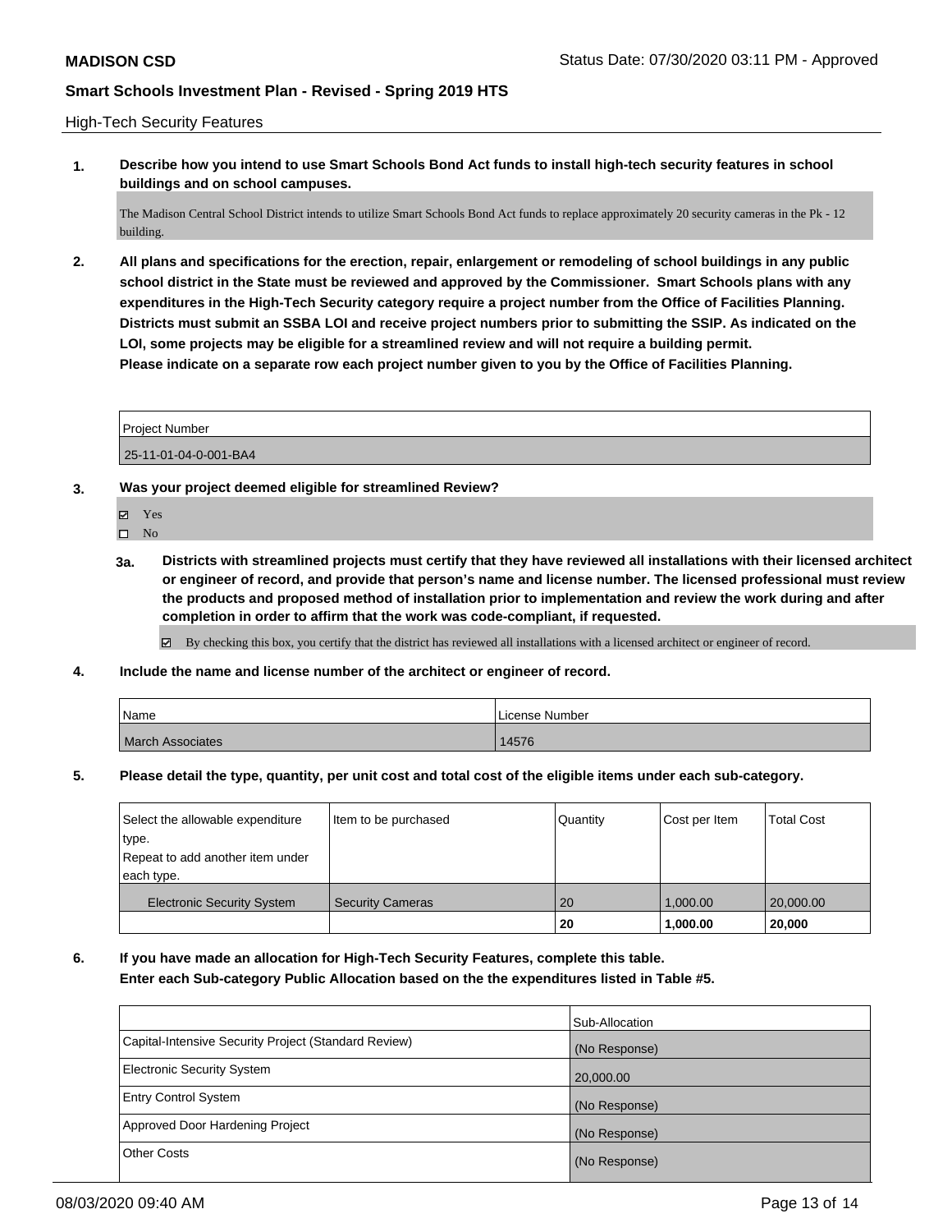MADISON CSD

Status Date: 07/30/2020 03:11 PM - Approved

## Smart Schools Investment Plan - Revised - Spring 2019 HTS

High-Tech Security Features

**1. Describe how you intend to use Smart Schools Bond Act funds to install high-tech security features in school buildings and on school campuses.**

The Madison Central School District intends to utilize Smart Schools Bond Act funds to replace approximately 20 security cameras in the Pk - 12 building.

**2. All plans and specifications for the erection, repair, enlargement or remodeling of school buildings in any public school district in the State must be reviewed and approved by the Commissioner. Smart Schools plans with any expenditures in the High-Tech Security category require a project number from the Office of Facilities Planning. Districts must submit an SSBA LOI and receive project numbers prior to submitting the SSIP. As indicated on the LOI, some projects may be eligible for a streamlined review and will not require a building permit.**
**Please indicate on a separate row each project number given to you by the Office of Facilities Planning.**

| Project Number |
|---|
| 25-11-01-04-0-001-BA4 |

**3. Was your project deemed eligible for streamlined Review?**

- ☑ Yes
- ☐ No

**3a. Districts with streamlined projects must certify that they have reviewed all installations with their licensed architect or engineer of record, and provide that person's name and license number. The licensed professional must review the products and proposed method of installation prior to implementation and review the work during and after completion in order to affirm that the work was code-compliant, if requested.**

☑ By checking this box, you certify that the district has reviewed all installations with a licensed architect or engineer of record.

**4. Include the name and license number of the architect or engineer of record.**

| Name | License Number |
|---|---|
| March Associates | 14576 |

**5. Please detail the type, quantity, per unit cost and total cost of the eligible items under each sub-category.**

| Select the allowable expenditure type. Repeat to add another item under each type. | Item to be purchased | Quantity | Cost per Item | Total Cost |
|---|---|---|---|---|
| Electronic Security System | Security Cameras | 20 | 1,000.00 | 20,000.00 |
| | | **20** | **1,000.00** | **20,000** |

**6. If you have made an allocation for High-Tech Security Features, complete this table.**
**Enter each Sub-category Public Allocation based on the the expenditures listed in Table #5.**

| | Sub-Allocation |
|---|---|
| Capital-Intensive Security Project (Standard Review) | (No Response) |
| Electronic Security System | 20,000.00 |
| Entry Control System | (No Response) |
| Approved Door Hardening Project | (No Response) |
| Other Costs | (No Response) |

08/03/2020 09:40 AM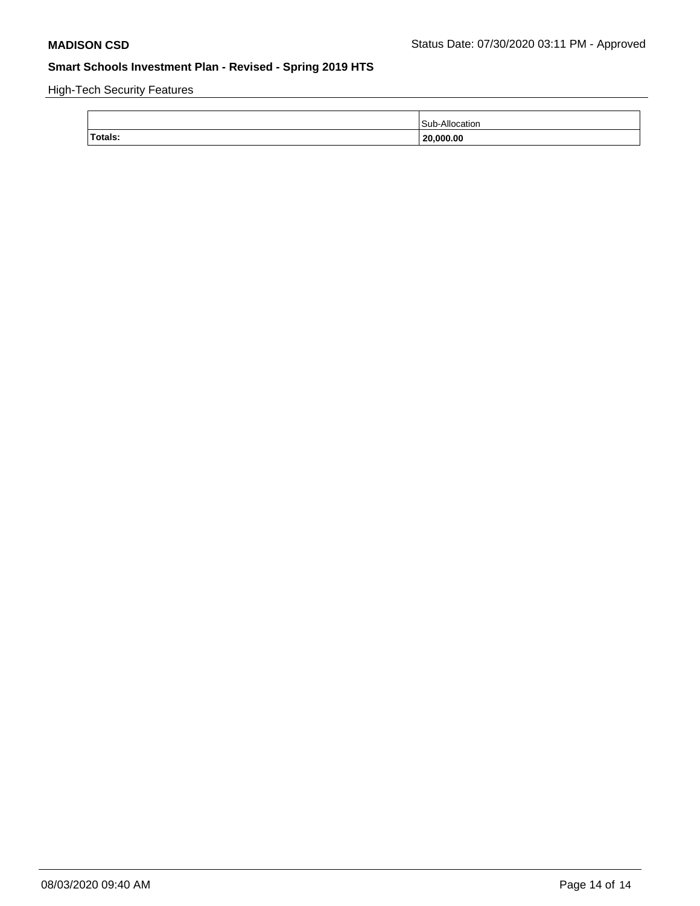High-Tech Security Features

| | Sub-Allocation |
|---|---|
| **Totals:** | **20,000.00** |